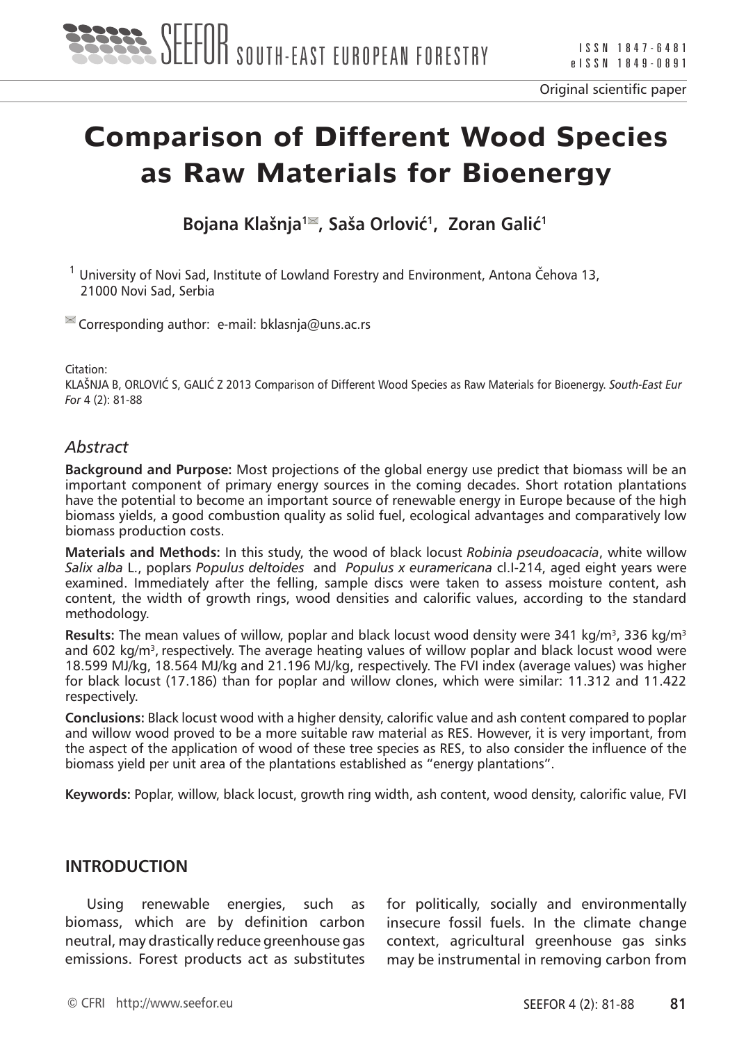Original scientific paper

# Comparison of Different Wood Species as Raw Materials for Bioenergy

**Bojana Klašnja[1], Saša Orlović[1], Zoran Galić[1]**

[1] University of Novi Sad, Institute of Lowland Forestry and Environment, Antona Čehova 13, 21000 Novi Sad, Serbia

Corresponding author: e-mail: bklasnja@uns.ac.rs

Citation:
KLAŠNJA B, ORLOVIĆ S, GALIĆ Z 2013 Comparison of Different Wood Species as Raw Materials for Bioenergy. *South-East Eur For* 4 (2): 81-88

## *Abstract*

**Background and Purpose:** Most projections of the global energy use predict that biomass will be an important component of primary energy sources in the coming decades. Short rotation plantations have the potential to become an important source of renewable energy in Europe because of the high biomass yields, a good combustion quality as solid fuel, ecological advantages and comparatively low biomass production costs.

**Materials and Methods:** In this study, the wood of black locust *Robinia pseudoacacia*, white willow *Salix alba* L., poplars *Populus deltoides* and *Populus x euramericana* cl.I-214, aged eight years were examined. Immediately after the felling, sample discs were taken to assess moisture content, ash content, the width of growth rings, wood densities and calorific values, according to the standard methodology.

**Results:** The mean values of willow, poplar and black locust wood density were 341 kg/m$^3$, 336 kg/m$^3$ and 602 kg/m$^3$, respectively. The average heating values of willow poplar and black locust wood were 18.599 MJ/kg, 18.564 MJ/kg and 21.196 MJ/kg, respectively. The FVI index (average values) was higher for black locust (17.186) than for poplar and willow clones, which were similar: 11.312 and 11.422 respectively.

**Conclusions:** Black locust wood with a higher density, calorific value and ash content compared to poplar and willow wood proved to be a more suitable raw material as RES. However, it is very important, from the aspect of the application of wood of these tree species as RES, to also consider the influence of the biomass yield per unit area of the plantations established as "energy plantations".

**Keywords:** Poplar, willow, black locust, growth ring width, ash content, wood density, calorific value, FVI

## INTRODUCTION

Using renewable energies, such as biomass, which are by definition carbon neutral, may drastically reduce greenhouse gas emissions. Forest products act as substitutes for politically, socially and environmentally insecure fossil fuels. In the climate change context, agricultural greenhouse gas sinks may be instrumental in removing carbon from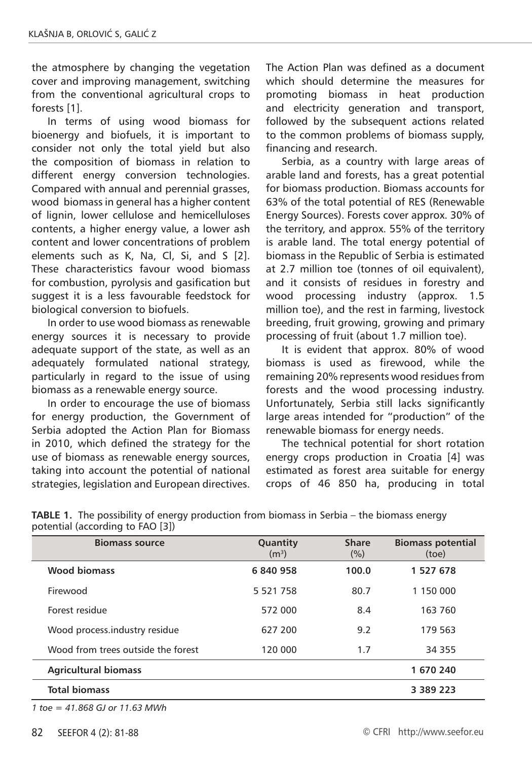the atmosphere by changing the vegetation cover and improving management, switching from the conventional agricultural crops to forests [1].

In terms of using wood biomass for bioenergy and biofuels, it is important to consider not only the total yield but also the composition of biomass in relation to different energy conversion technologies. Compared with annual and perennial grasses, wood biomass in general has a higher content of lignin, lower cellulose and hemicelluloses contents, a higher energy value, a lower ash content and lower concentrations of problem elements such as K, Na, Cl, Si, and S [2]. These characteristics favour wood biomass for combustion, pyrolysis and gasification but suggest it is a less favourable feedstock for biological conversion to biofuels.

In order to use wood biomass as renewable energy sources it is necessary to provide adequate support of the state, as well as an adequately formulated national strategy, particularly in regard to the issue of using biomass as a renewable energy source.

In order to encourage the use of biomass for energy production, the Government of Serbia adopted the Action Plan for Biomass in 2010, which defined the strategy for the use of biomass as renewable energy sources, taking into account the potential of national strategies, legislation and European directives. The Action Plan was defined as a document which should determine the measures for promoting biomass in heat production and electricity generation and transport, followed by the subsequent actions related to the common problems of biomass supply, financing and research.

Serbia, as a country with large areas of arable land and forests, has a great potential for biomass production. Biomass accounts for 63% of the total potential of RES (Renewable Energy Sources). Forests cover approx. 30% of the territory, and approx. 55% of the territory is arable land. The total energy potential of biomass in the Republic of Serbia is estimated at 2.7 million toe (tonnes of oil equivalent), and it consists of residues in forestry and wood processing industry (approx. 1.5 million toe), and the rest in farming, livestock breeding, fruit growing, growing and primary processing of fruit (about 1.7 million toe).

It is evident that approx. 80% of wood biomass is used as firewood, while the remaining 20% represents wood residues from forests and the wood processing industry. Unfortunately, Serbia still lacks significantly large areas intended for "production" of the renewable biomass for energy needs.

The technical potential for short rotation energy crops production in Croatia [4] was estimated as forest area suitable for energy crops of 46 850 ha, producing in total

**TABLE 1.** The possibility of energy production from biomass in Serbia – the biomass energy potential (according to FAO [3])

| Biomass source | Quantity ($m^3$) | Share (%) | Biomass potential (toe) |
|---|---|---|---|
| **Wood biomass** | **6 840 958** | **100.0** | **1 527 678** |
| Firewood | 5 521 758 | 80.7 | 1 150 000 |
| Forest residue | 572 000 | 8.4 | 163 760 |
| Wood process.industry residue | 627 200 | 9.2 | 179 563 |
| Wood from trees outside the forest | 120 000 | 1.7 | 34 355 |
| **Agricultural biomass** | | | **1 670 240** |
| **Total biomass** | | | **3 389 223** |

*1 toe = 41.868 GJ or 11.63 MWh*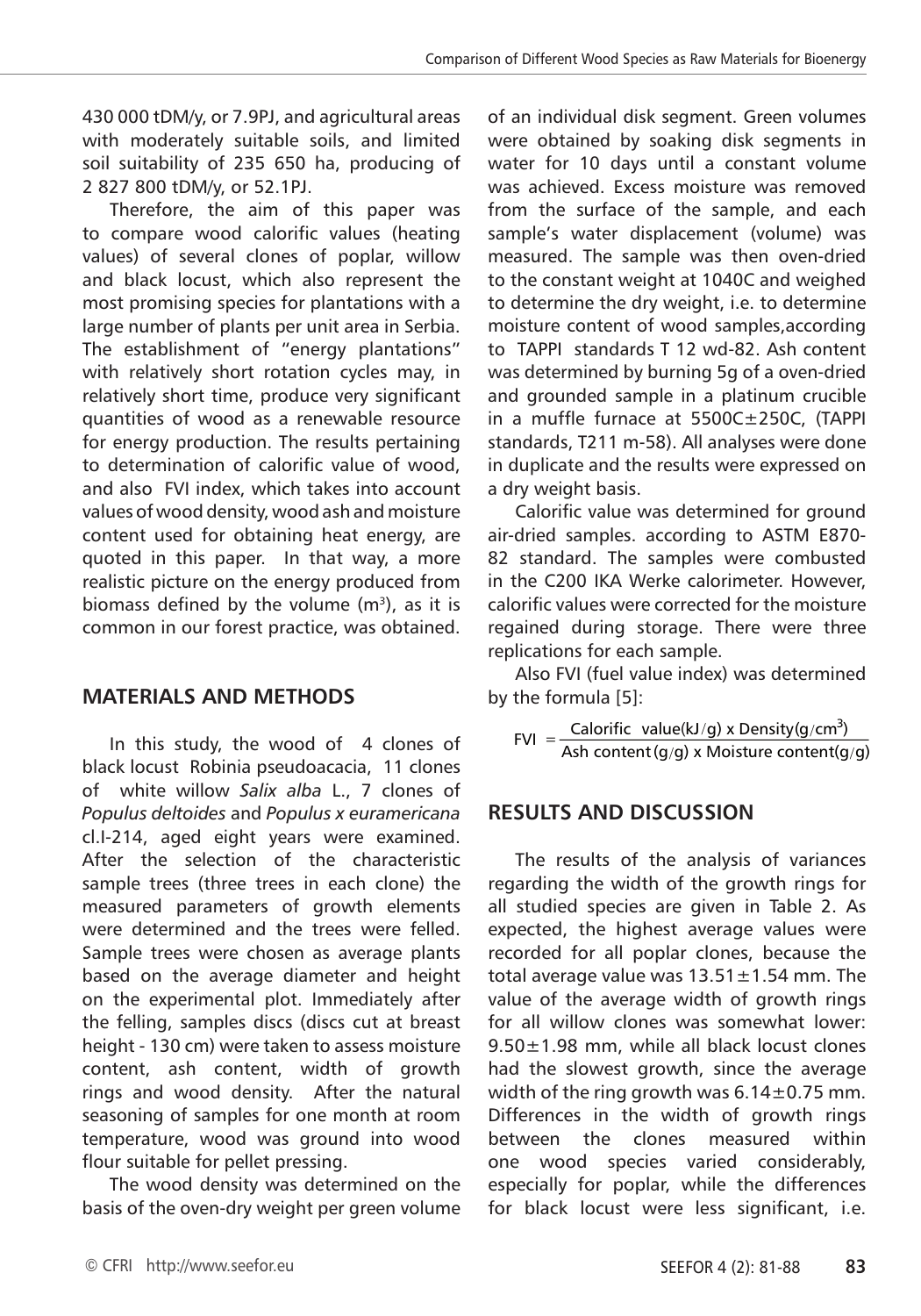430 000 tDM/y, or 7.9PJ, and agricultural areas with moderately suitable soils, and limited soil suitability of 235 650 ha, producing of 2 827 800 tDM/y, or 52.1PJ.

Therefore, the aim of this paper was to compare wood calorific values (heating values) of several clones of poplar, willow and black locust, which also represent the most promising species for plantations with a large number of plants per unit area in Serbia. The establishment of "energy plantations" with relatively short rotation cycles may, in relatively short time, produce very significant quantities of wood as a renewable resource for energy production. The results pertaining to determination of calorific value of wood, and also FVI index, which takes into account values of wood density, wood ash and moisture content used for obtaining heat energy, are quoted in this paper. In that way, a more realistic picture on the energy produced from biomass defined by the volume ($m^3$), as it is common in our forest practice, was obtained.

## MATERIALS AND METHODS

In this study, the wood of 4 clones of black locust Robinia pseudoacacia, 11 clones of white willow *Salix alba* L., 7 clones of *Populus deltoides* and *Populus x euramericana* cl.I-214, aged eight years were examined. After the selection of the characteristic sample trees (three trees in each clone) the measured parameters of growth elements were determined and the trees were felled. Sample trees were chosen as average plants based on the average diameter and height on the experimental plot. Immediately after the felling, samples discs (discs cut at breast height - 130 cm) were taken to assess moisture content, ash content, width of growth rings and wood density. After the natural seasoning of samples for one month at room temperature, wood was ground into wood flour suitable for pellet pressing.

The wood density was determined on the basis of the oven-dry weight per green volume of an individual disk segment. Green volumes were obtained by soaking disk segments in water for 10 days until a constant volume was achieved. Excess moisture was removed from the surface of the sample, and each sample's water displacement (volume) was measured. The sample was then oven-dried to the constant weight at 1040C and weighed to determine the dry weight, i.e. to determine moisture content of wood samples,according to TAPPI standards T 12 wd-82. Ash content was determined by burning 5g of a oven-dried and grounded sample in a platinum crucible in a muffle furnace at 5500C±250C, (TAPPI standards, T211 m-58). All analyses were done in duplicate and the results were expressed on a dry weight basis.

Calorific value was determined for ground air-dried samples. according to ASTM E870-82 standard. The samples were combusted in the C200 IKA Werke calorimeter. However, calorific values were corrected for the moisture regained during storage. There were three replications for each sample.

Also FVI (fuel value index) was determined by the formula [5]:

$$\text{FVI} = \frac{\text{Calorific value(kJ/g) x Density(g/cm}^3\text{)}}{\text{Ash content (g/g) x Moisture content(g/g)}}$$

## RESULTS AND DISCUSSION

The results of the analysis of variances regarding the width of the growth rings for all studied species are given in Table 2. As expected, the highest average values were recorded for all poplar clones, because the total average value was 13.51±1.54 mm. The value of the average width of growth rings for all willow clones was somewhat lower: 9.50±1.98 mm, while all black locust clones had the slowest growth, since the average width of the ring growth was 6.14±0.75 mm. Differences in the width of growth rings between the clones measured within one wood species varied considerably, especially for poplar, while the differences for black locust were less significant, i.e.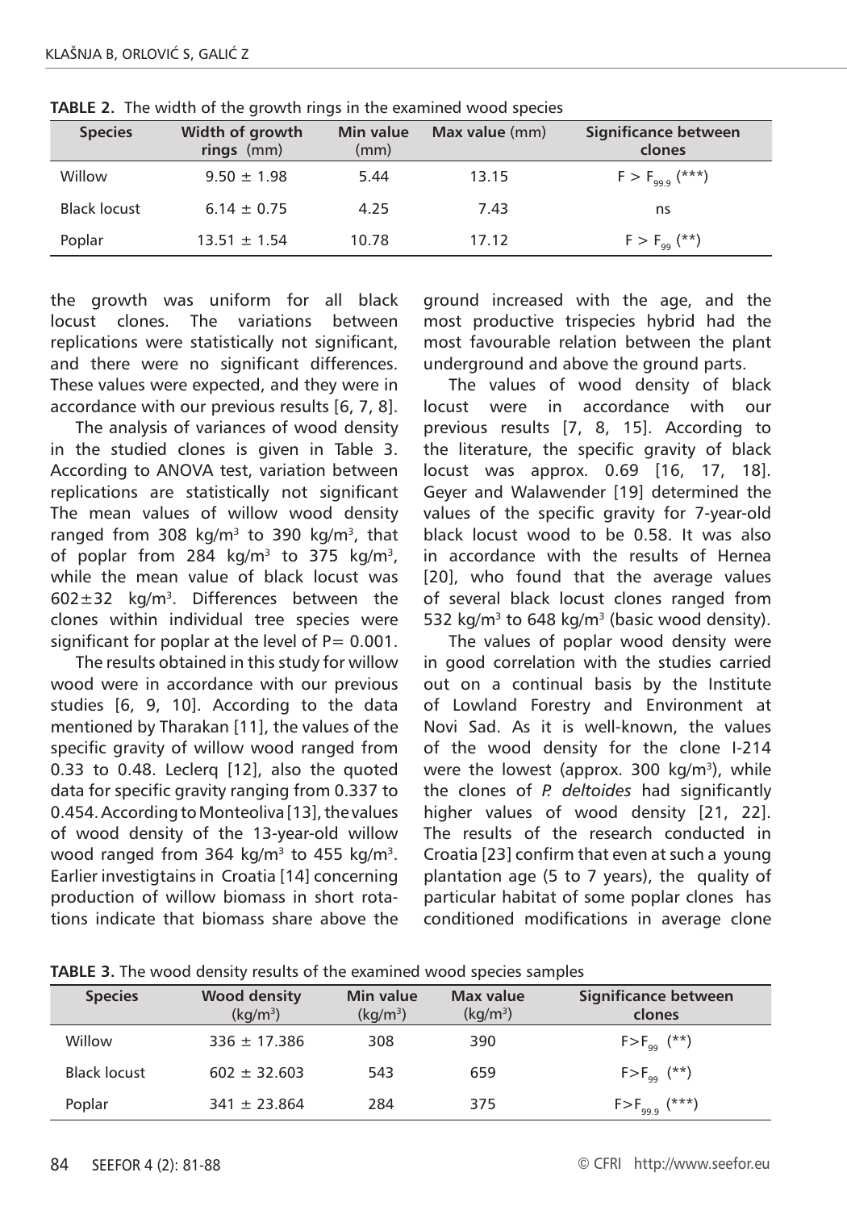**TABLE 2.** The width of the growth rings in the examined wood species

| Species | Width of growth rings (mm) | Min value (mm) | Max value (mm) | Significance between clones |
|---|---|---|---|---|
| Willow | 9.50 ± 1.98 | 5.44 | 13.15 | $F > F_{99.9}$ (***) |
| Black locust | 6.14 ± 0.75 | 4.25 | 7.43 | ns |
| Poplar | 13.51 ± 1.54 | 10.78 | 17.12 | $F > F_{99}$ (**) |

the growth was uniform for all black locust clones. The variations between replications were statistically not significant, and there were no significant differences. These values were expected, and they were in accordance with our previous results [6, 7, 8].

The analysis of variances of wood density in the studied clones is given in Table 3. According to ANOVA test, variation between replications are statistically not significant The mean values of willow wood density ranged from 308 kg/m$^3$ to 390 kg/m$^3$, that of poplar from 284 kg/m$^3$ to 375 kg/m$^3$, while the mean value of black locust was 602±32 kg/m$^3$. Differences between the clones within individual tree species were significant for poplar at the level of P= 0.001.

The results obtained in this study for willow wood were in accordance with our previous studies [6, 9, 10]. According to the data mentioned by Tharakan [11], the values of the specific gravity of willow wood ranged from 0.33 to 0.48. Leclerq [12], also the quoted data for specific gravity ranging from 0.337 to 0.454. According to Monteoliva [13], the values of wood density of the 13-year-old willow wood ranged from 364 kg/m$^3$ to 455 kg/m$^3$. Earlier investigtains in Croatia [14] concerning production of willow biomass in short rotations indicate that biomass share above the ground increased with the age, and the most productive trispecies hybrid had the most favourable relation between the plant underground and above the ground parts.

The values of wood density of black locust were in accordance with our previous results [7, 8, 15]. According to the literature, the specific gravity of black locust was approx. 0.69 [16, 17, 18]. Geyer and Walawender [19] determined the values of the specific gravity for 7-year-old black locust wood to be 0.58. It was also in accordance with the results of Hernea [20], who found that the average values of several black locust clones ranged from 532 kg/m$^3$ to 648 kg/m$^3$ (basic wood density).

The values of poplar wood density were in good correlation with the studies carried out on a continual basis by the Institute of Lowland Forestry and Environment at Novi Sad. As it is well-known, the values of the wood density for the clone I-214 were the lowest (approx. 300 kg/m$^3$), while the clones of *P. deltoides* had significantly higher values of wood density [21, 22]. The results of the research conducted in Croatia [23] confirm that even at such a young plantation age (5 to 7 years), the quality of particular habitat of some poplar clones has conditioned modifications in average clone

**TABLE 3.** The wood density results of the examined wood species samples

| Species | Wood density (kg/m$^3$) | Min value (kg/m$^3$) | Max value (kg/m$^3$) | Significance between clones |
|---|---|---|---|---|
| Willow | 336 ± 17.386 | 308 | 390 | $F>F_{99}$ (**) |
| Black locust | 602 ± 32.603 | 543 | 659 | $F>F_{99}$ (**) |
| Poplar | 341 ± 23.864 | 284 | 375 | $F>F_{99.9}$ (***) |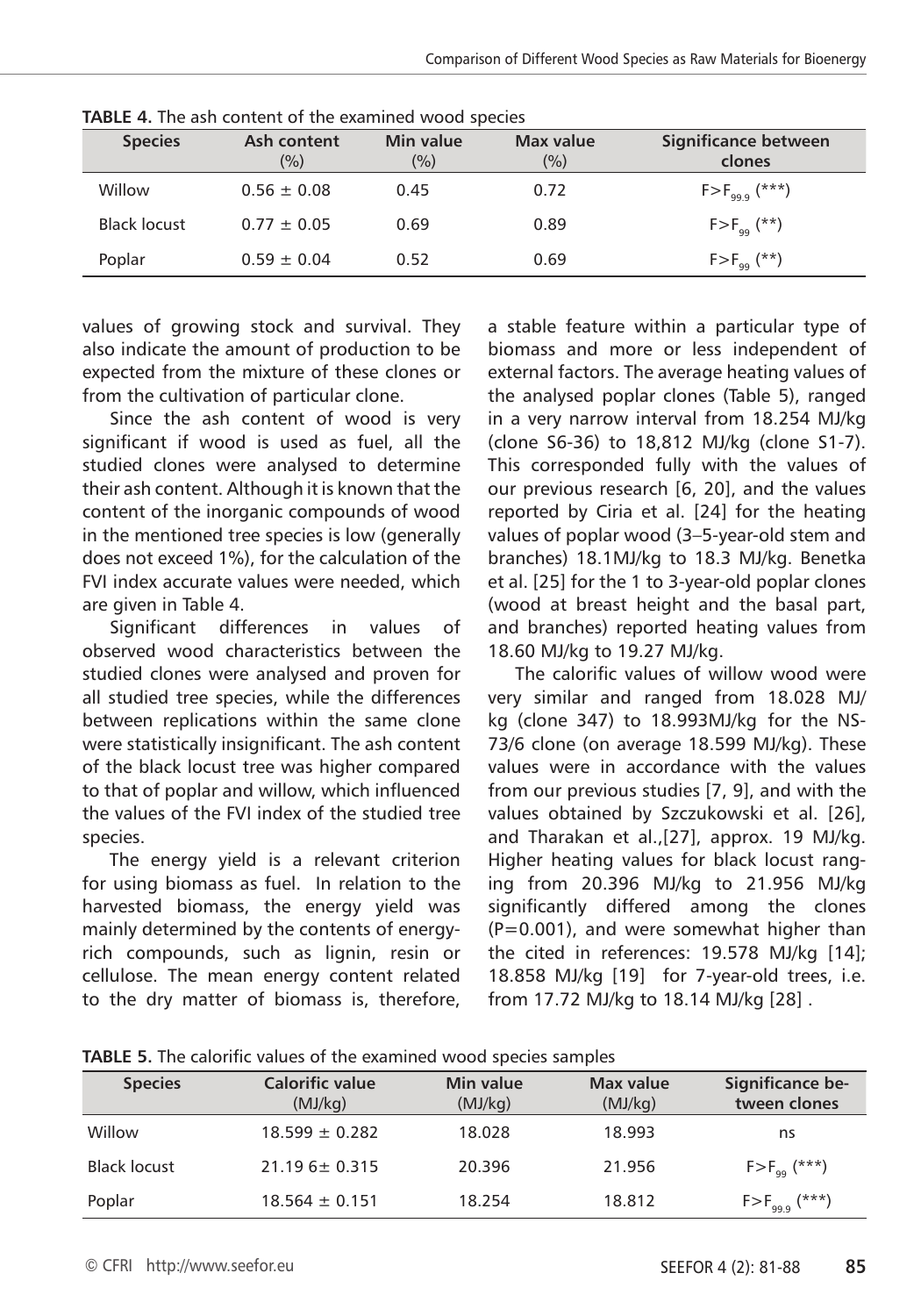**TABLE 4.** The ash content of the examined wood species

| Species | Ash content (%) | Min value (%) | Max value (%) | Significance between clones |
|---|---|---|---|---|
| Willow | 0.56 ± 0.08 | 0.45 | 0.72 | $F>F_{99.9}$ (***) |
| Black locust | 0.77 ± 0.05 | 0.69 | 0.89 | $F>F_{99}$ (**) |
| Poplar | 0.59 ± 0.04 | 0.52 | 0.69 | $F>F_{99}$ (**) |

values of growing stock and survival. They also indicate the amount of production to be expected from the mixture of these clones or from the cultivation of particular clone.

Since the ash content of wood is very significant if wood is used as fuel, all the studied clones were analysed to determine their ash content. Although it is known that the content of the inorganic compounds of wood in the mentioned tree species is low (generally does not exceed 1%), for the calculation of the FVI index accurate values were needed, which are given in Table 4.

Significant differences in values of observed wood characteristics between the studied clones were analysed and proven for all studied tree species, while the differences between replications within the same clone were statistically insignificant. The ash content of the black locust tree was higher compared to that of poplar and willow, which influenced the values of the FVI index of the studied tree species.

The energy yield is a relevant criterion for using biomass as fuel. In relation to the harvested biomass, the energy yield was mainly determined by the contents of energy-rich compounds, such as lignin, resin or cellulose. The mean energy content related to the dry matter of biomass is, therefore, a stable feature within a particular type of biomass and more or less independent of external factors. The average heating values of the analysed poplar clones (Table 5), ranged in a very narrow interval from 18.254 MJ/kg (clone S6-36) to 18,812 MJ/kg (clone S1-7). This corresponded fully with the values of our previous research [6, 20], and the values reported by Ciria et al. [24] for the heating values of poplar wood (3–5-year-old stem and branches) 18.1MJ/kg to 18.3 MJ/kg. Benetka et al. [25] for the 1 to 3-year-old poplar clones (wood at breast height and the basal part, and branches) reported heating values from 18.60 MJ/kg to 19.27 MJ/kg.

The calorific values of willow wood were very similar and ranged from 18.028 MJ/kg (clone 347) to 18.993MJ/kg for the NS-73/6 clone (on average 18.599 MJ/kg). These values were in accordance with the values from our previous studies [7, 9], and with the values obtained by Szczukowski et al. [26], and Tharakan et al.,[27], approx. 19 MJ/kg. Higher heating values for black locust ranging from 20.396 MJ/kg to 21.956 MJ/kg significantly differed among the clones (P=0.001), and were somewhat higher than the cited in references: 19.578 MJ/kg [14]; 18.858 MJ/kg [19] for 7-year-old trees, i.e. from 17.72 MJ/kg to 18.14 MJ/kg [28] .

**TABLE 5.** The calorific values of the examined wood species samples

| Species | Calorific value (MJ/kg) | Min value (MJ/kg) | Max value (MJ/kg) | Significance between clones |
|---|---|---|---|---|
| Willow | 18.599 ± 0.282 | 18.028 | 18.993 | ns |
| Black locust | 21.19 6± 0.315 | 20.396 | 21.956 | $F>F_{99}$ (***) |
| Poplar | 18.564 ± 0.151 | 18.254 | 18.812 | $F>F_{99.9}$ (***) |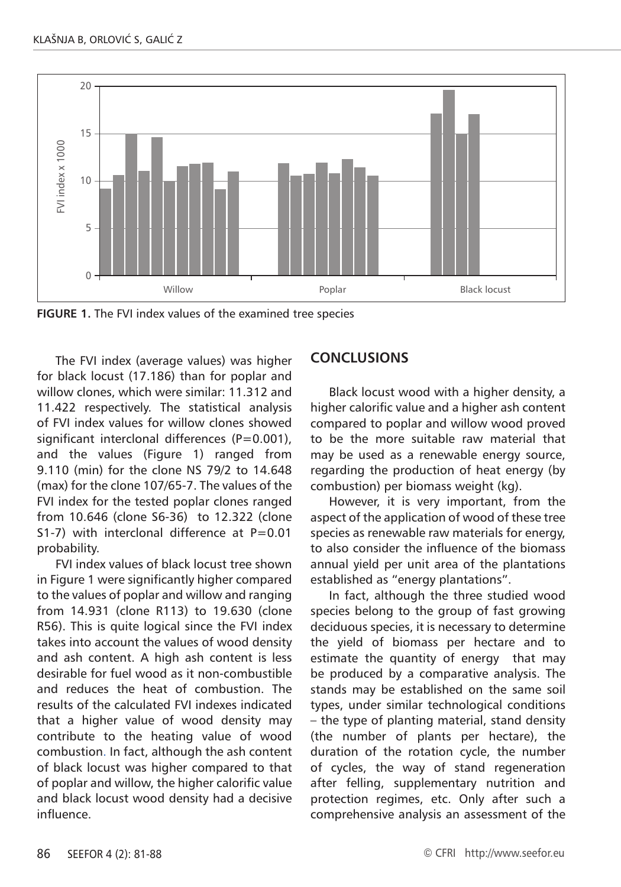FIGURE 1. The FVI index values of the examined tree species

The FVI index (average values) was higher for black locust (17.186) than for poplar and willow clones, which were similar: 11.312 and 11.422 respectively. The statistical analysis of FVI index values for willow clones showed significant interclonal differences (P=0.001), and the values (Figure 1) ranged from 9.110 (min) for the clone NS 79/2 to 14.648 (max) for the clone 107/65-7. The values of the FVI index for the tested poplar clones ranged from 10.646 (clone S6-36) to 12.322 (clone S1-7) with interclonal difference at P=0.01 probability.

FVI index values of black locust tree shown in Figure 1 were significantly higher compared to the values of poplar and willow and ranging from 14.931 (clone R113) to 19.630 (clone R56). This is quite logical since the FVI index takes into account the values of wood density and ash content. A high ash content is less desirable for fuel wood as it non-combustible and reduces the heat of combustion. The results of the calculated FVI indexes indicated that a higher value of wood density may contribute to the heating value of wood combustion. In fact, although the ash content of black locust was higher compared to that of poplar and willow, the higher calorific value and black locust wood density had a decisive influence.

## CONCLUSIONS

Black locust wood with a higher density, a higher calorific value and a higher ash content compared to poplar and willow wood proved to be the more suitable raw material that may be used as a renewable energy source, regarding the production of heat energy (by combustion) per biomass weight (kg).

However, it is very important, from the aspect of the application of wood of these tree species as renewable raw materials for energy, to also consider the influence of the biomass annual yield per unit area of the plantations established as "energy plantations".

In fact, although the three studied wood species belong to the group of fast growing deciduous species, it is necessary to determine the yield of biomass per hectare and to estimate the quantity of energy that may be produced by a comparative analysis. The stands may be established on the same soil types, under similar technological conditions – the type of planting material, stand density (the number of plants per hectare), the duration of the rotation cycle, the number of cycles, the way of stand regeneration after felling, supplementary nutrition and protection regimes, etc. Only after such a comprehensive analysis an assessment of the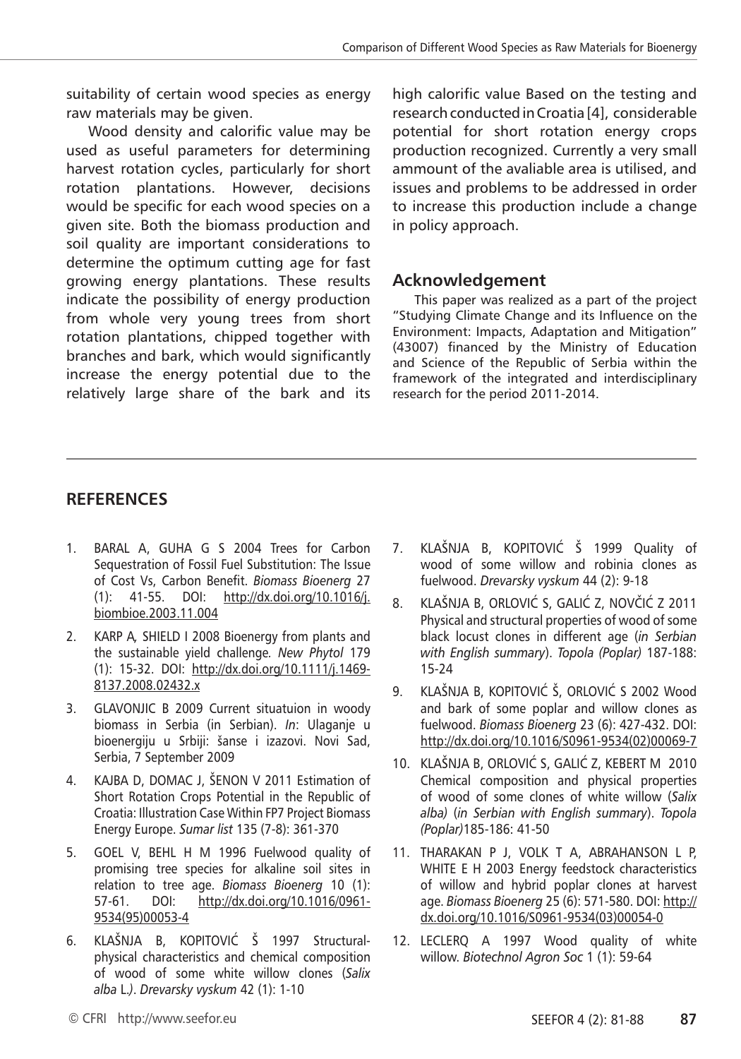suitability of certain wood species as energy raw materials may be given.

Wood density and calorific value may be used as useful parameters for determining harvest rotation cycles, particularly for short rotation plantations. However, decisions would be specific for each wood species on a given site. Both the biomass production and soil quality are important considerations to determine the optimum cutting age for fast growing energy plantations. These results indicate the possibility of energy production from whole very young trees from short rotation plantations, chipped together with branches and bark, which would significantly increase the energy potential due to the relatively large share of the bark and its high calorific value Based on the testing and research conducted in Croatia [4], considerable potential for short rotation energy crops production recognized. Currently a very small ammount of the avaliable area is utilised, and issues and problems to be addressed in order to increase this production include a change in policy approach.

## Acknowledgement

This paper was realized as a part of the project "Studying Climate Change and its Influence on the Environment: Impacts, Adaptation and Mitigation" (43007) financed by the Ministry of Education and Science of the Republic of Serbia within the framework of the integrated and interdisciplinary research for the period 2011-2014.

## REFERENCES

1. BARAL A, GUHA G S 2004 Trees for Carbon Sequestration of Fossil Fuel Substitution: The Issue of Cost Vs, Carbon Benefit. *Biomass Bioenerg* 27 (1): 41-55. DOI: http://dx.doi.org/10.1016/j.biombioe.2003.11.004
2. KARP A, SHIELD I 2008 Bioenergy from plants and the sustainable yield challenge. *New Phytol* 179 (1): 15-32. DOI: http://dx.doi.org/10.1111/j.1469-8137.2008.02432.x
3. GLAVONJIC B 2009 Current situatuion in woody biomass in Serbia (in Serbian). *In*: Ulaganje u bioenergiju u Srbiji: šanse i izazovi. Novi Sad, Serbia, 7 September 2009
4. KAJBA D, DOMAC J, ŠENON V 2011 Estimation of Short Rotation Crops Potential in the Republic of Croatia: Illustration Case Within FP7 Project Biomass Energy Europe. *Sumar list* 135 (7-8): 361-370
5. GOEL V, BEHL H M 1996 Fuelwood quality of promising tree species for alkaline soil sites in relation to tree age. *Biomass Bioenerg* 10 (1): 57-61. DOI: http://dx.doi.org/10.1016/0961-9534(95)00053-4
6. KLAŠNJA B, KOPITOVIĆ Š 1997 Structural-physical characteristics and chemical composition of wood of some white willow clones (*Salix alba* L*.)*. *Drevarsky vyskum* 42 (1): 1-10
7. KLAŠNJA B, KOPITOVIĆ Š 1999 Quality of wood of some willow and robinia clones as fuelwood. *Drevarsky vyskum* 44 (2): 9-18
8. KLAŠNJA B, ORLOVIĆ S, GALIĆ Z, NOVČIĆ Z 2011 Physical and structural properties of wood of some black locust clones in different age (*in Serbian with English summary*). *Topola (Poplar)* 187-188: 15-24
9. KLAŠNJA B, KOPITOVIĆ Š, ORLOVIĆ S 2002 Wood and bark of some poplar and willow clones as fuelwood. *Biomass Bioenerg* 23 (6): 427-432. DOI: http://dx.doi.org/10.1016/S0961-9534(02)00069-7
10. KLAŠNJA B, ORLOVIĆ S, GALIĆ Z, KEBERT M 2010 Chemical composition and physical properties of wood of some clones of white willow (*Salix alba)* (*in Serbian with English summary*). *Topola (Poplar)*185-186: 41-50
11. THARAKAN P J, VOLK T A, ABRAHANSON L P, WHITE E H 2003 Energy feedstock characteristics of willow and hybrid poplar clones at harvest age. *Biomass Bioenerg* 25 (6): 571-580. DOI: http://dx.doi.org/10.1016/S0961-9534(03)00054-0
12. LECLERQ A 1997 Wood quality of white willow. *Biotechnol Agron Soc* 1 (1): 59-64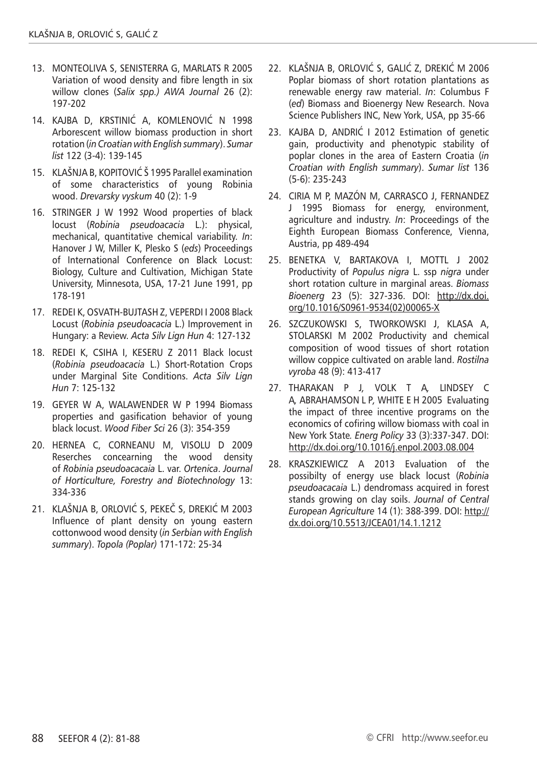13. MONTEOLIVA S, SENISTERRA G, MARLATS R 2005 Variation of wood density and fibre length in six willow clones (*Salix spp.) AWA Journal* 26 (2): 197-202

14. KAJBA D, KRSTINIĆ A, KOMLENOVIĆ N 1998 Arborescent willow biomass production in short rotation (*in Croatian with English summary*). *Sumar list* 122 (3-4): 139-145

15. KLAŠNJA B, KOPITOVIĆ Š 1995 Parallel examination of some characteristics of young Robinia wood. *Drevarsky vyskum* 40 (2): 1-9

16. STRINGER J W 1992 Wood properties of black locust (*Robinia pseudoacacia* L.): physical, mechanical, quantitative chemical variability. *In*: Hanover J W, Miller K, Plesko S (*eds*) Proceedings of International Conference on Black Locust: Biology, Culture and Cultivation, Michigan State University, Minnesota, USA, 17-21 June 1991, pp 178-191

17. REDEI K, OSVATH-BUJTASH Z, VEPERDI I 2008 Black Locust (*Robinia pseudoacacia* L.) Improvement in Hungary: a Review. *Acta Silv Lign Hun* 4: 127-132

18. REDEI K, CSIHA I, KESERU Z 2011 Black locust (*Robinia pseudoacacia* L.) Short-Rotation Crops under Marginal Site Conditions. *Acta Silv Lign Hun* 7: 125-132

19. GEYER W A, WALAWENDER W P 1994 Biomass properties and gasification behavior of young black locust. *Wood Fiber Sci* 26 (3): 354-359

20. HERNEA C, CORNEANU M, VISOLU D 2009 Reserches concearning the wood density of *Robinia pseudoacacaia* L. var. *Ortenica*. *Journal of Horticulture, Forestry and Biotechnology* 13: 334-336

21. KLAŠNJA B, ORLOVIĆ S, PEKEČ S, DREKIĆ M 2003 Influence of plant density on young eastern cottonwood wood density (*in Serbian with English summary*). *Topola (Poplar)* 171-172: 25-34

22. KLAŠNJA B, ORLOVIĆ S, GALIĆ Z, DREKIĆ M 2006 Poplar biomass of short rotation plantations as renewable energy raw material. *In*: Columbus F (*ed*) Biomass and Bioenergy New Research. Nova Science Publishers INC, New York, USA, pp 35-66

23. KAJBA D, ANDRIĆ I 2012 Estimation of genetic gain, productivity and phenotypic stability of poplar clones in the area of Eastern Croatia (*in Croatian with English summary*). *Sumar list* 136 (5-6): 235-243

24. CIRIA M P, MAZÓN M, CARRASCO J, FERNANDEZ J 1995 Biomass for energy, environment, agriculture and industry. *In*: Proceedings of the Eighth European Biomass Conference, Vienna, Austria, pp 489-494

25. BENETKA V, BARTAKOVA I, MOTTL J 2002 Productivity of *Populus nigra* L. ssp *nigra* under short rotation culture in marginal areas. *Biomass Bioenerg* 23 (5): 327-336. DOI: http://dx.doi.org/10.1016/S0961-9534(02)00065-X

26. SZCZUKOWSKI S, TWORKOWSKI J, KLASA A, STOLARSKI M 2002 Productivity and chemical composition of wood tissues of short rotation willow coppice cultivated on arable land. *Rostilna vyroba* 48 (9): 413-417

27. THARAKAN P J, VOLK T A, LINDSEY C A, ABRAHAMSON L P, WHITE E H 2005 Evaluating the impact of three incentive programs on the economics of cofiring willow biomass with coal in New York State. *Energ Policy* 33 (3):337-347. DOI: http://dx.doi.org/10.1016/j.enpol.2003.08.004

28. KRASZKIEWICZ A 2013 Evaluation of the possibilty of energy use black locust (*Robinia pseudoacacaia* L.) dendromass acquired in forest stands growing on clay soils. *Journal of Central European Agriculture* 14 (1): 388-399. DOI: http://dx.doi.org/10.5513/JCEA01/14.1.1212